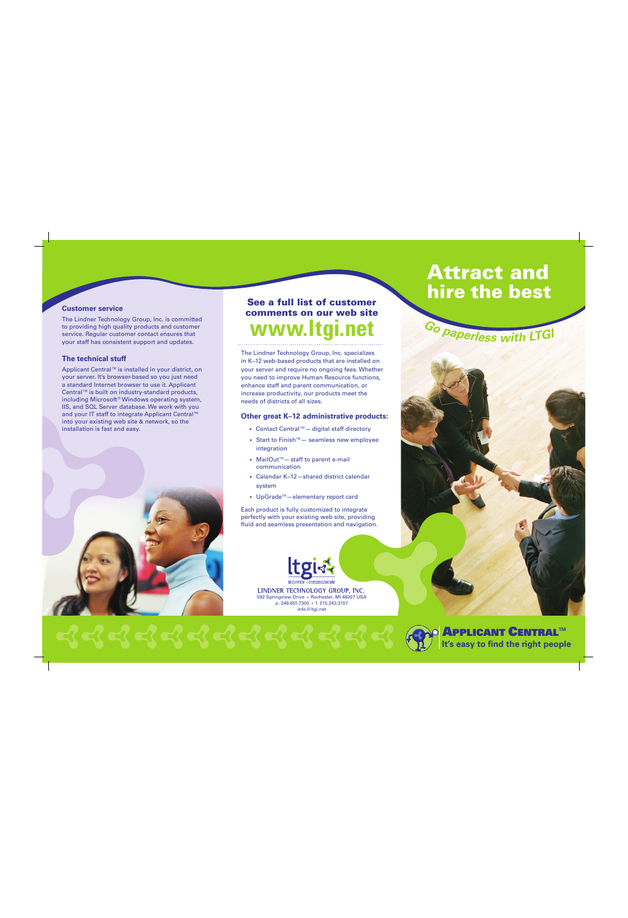### Customer service

The Lindner Technology Group, Inc. is committed to providing high quality products and customer service. Regular customer contact ensures that your staff has consistent support and updates.

### The technical stuff

Applicant Central™ is installed in your district, on your server. It's browser-based so you just need a standard Internet browser to use it. Applicant Central™ is built on industry-standard products, including Microsoft® Windows operating system, IIS, and SQL Server database. We work with you and your IT staff to integrate Applicant Central™ into your existing web site & network, so the installation is fast and easy.

## See a full list of customer comments on our web site

## www.ltgi.net

The Lindner Technology Group, Inc. specializes in K–12 web-based products that are installed on your server and require no ongoing fees. Whether you need to improve Human Resource functions, enhance staff and parent communication, or increase productivity, our products meet the needs of districts of all sizes.

### Other great K–12 administrative products:

- Contact Central™— digital staff directory
- Start to Finish™— seamless new employee integration
- MailOut™— staff to parent e-mail communication
- Calendar K–12—shared district calendar system
- UpGrade™—elementary report card

Each product is fully customized to integrate perfectly with your existing web site, providing fluid and seamless presentation and navigation.

ltgi
innovate • communicate

LINDNER TECHNOLOGY GROUP, INC.
592 Springview Drive • Rochester, MI 48307 USA
p. 248.601.7300 • f. 215.243.3107
info@ltgi.net

# Attract and hire the best

*Go paperless with LTGI*

**APPLICANT CENTRAL™**
**It's easy to find the right people**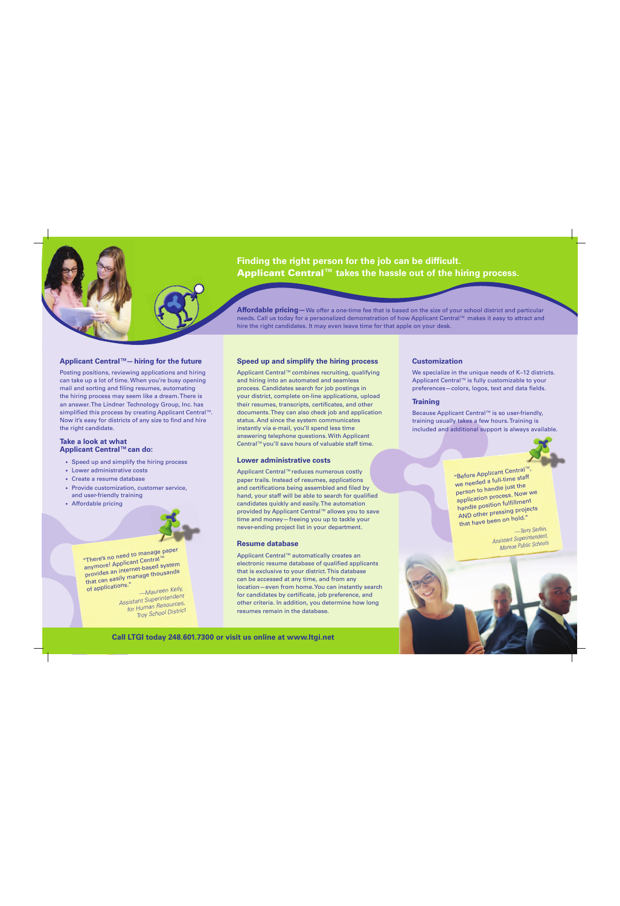## Finding the right person for the job can be difficult. Applicant Central™ takes the hassle out of the hiring process.

**Affordable pricing**—We offer a one-time fee that is based on the size of your school district and particular needs. Call us today for a personalized demonstration of how Applicant Central™ makes it easy to attract and hire the right candidates. It may even leave time for that apple on your desk.

### Applicant Central™—hiring for the future

Posting positions, reviewing applications and hiring can take up a lot of time. When you're busy opening mail and sorting and filing resumes, automating the hiring process may seem like a dream. There is an answer. The Lindner Technology Group, Inc. has simplified this process by creating Applicant Central™. Now it's easy for districts of any size to find and hire the right candidate.

### Take a look at what Applicant Central™ can do:

- Speed up and simplify the hiring process
- Lower administrative costs
- Create a resume database
- Provide customization, customer service, and user-friendly training
- Affordable pricing

"There's no need to manage paper anymore! Applicant Central™ provides an internet-based system that can easily manage thousands of applications."

*—Maureen Kelly, Assistant Superintendent for Human Resources, Troy School District*

### Speed up and simplify the hiring process

Applicant Central™ combines recruiting, qualifying and hiring into an automated and seamless process. Candidates search for job postings in your district, complete on-line applications, upload their resumes, transcripts, certificates, and other documents. They can also check job and application status. And since the system communicates instantly via e-mail, you'll spend less time answering telephone questions. With Applicant Central™ you'll save hours of valuable staff time.

### Lower administrative costs

Applicant Central™ reduces numerous costly paper trails. Instead of resumes, applications and certifications being assembled and filed by hand, your staff will be able to search for qualified candidates quickly and easily. The automation provided by Applicant Central™ allows you to save time and money—freeing you up to tackle your never-ending project list in your department.

### Resume database

Applicant Central™ automatically creates an electronic resume database of qualified applicants that is exclusive to your district. This database can be accessed at any time, and from any location—even from home. You can instantly search for candidates by certificate, job preference, and other criteria. In addition, you determine how long resumes remain in the database.

### Customization

We specialize in the unique needs of K–12 districts. Applicant Central™ is fully customizable to your preferences—colors, logos, text and data fields.

### Training

Because Applicant Central™ is so user-friendly, training usually takes a few hours. Training is included and additional support is always available.

"Before Applicant Central™, we needed a full-time staff person to handle just the application process. Now we handle position fulfillment AND other pressing projects that have been on hold."

*—Terry Serbin, Assistant Superintendent, Monroe Public Schools*

**Call LTGI today 248.601.7300 or visit us online at www.ltgi.net**